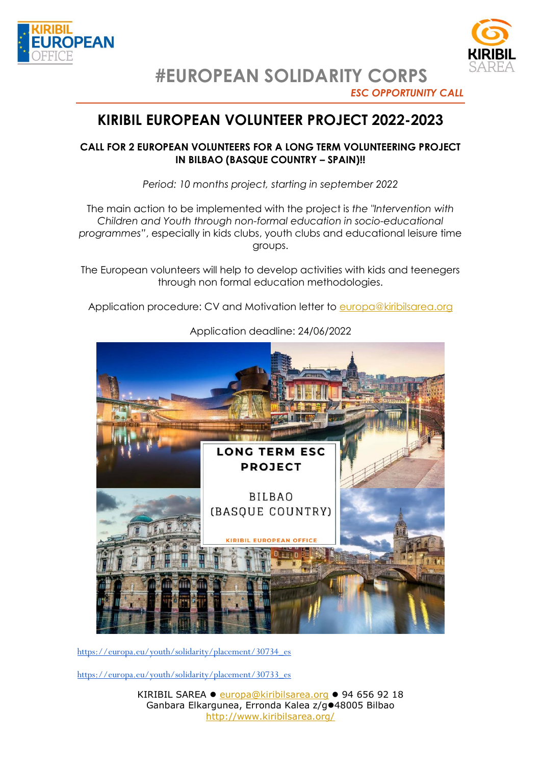KIRIBIL EUROPEAN OFFICE

KIRIBIL SAREA

# #EUROPEAN SOLIDARITY CORPS

*ESC OPPORTUNITY CALL*

## KIRIBIL EUROPEAN VOLUNTEER PROJECT 2022-2023

**CALL FOR 2 EUROPEAN VOLUNTEERS FOR A LONG TERM VOLUNTEERING PROJECT IN BILBAO (BASQUE COUNTRY – SPAIN)!!**

*Period: 10 months project, starting in september 2022*

The main action to be implemented with the project is *the "Intervention with Children and Youth through non-formal education in socio-educational programmes"*, especially in kids clubs, youth clubs and educational leisure time groups.

The European volunteers will help to develop activities with kids and teenegers through non formal education methodologies.

Application procedure: CV and Motivation letter to europa@kiribilsarea.org

Application deadline: 24/06/2022

**LONG TERM ESC PROJECT**

BILBAO (BASQUE COUNTRY)

KIRIBIL EUROPEAN OFFICE

https://europa.eu/youth/solidarity/placement/30734_es

https://europa.eu/youth/solidarity/placement/30733_es

KIRIBIL SAREA ● europa@kiribilsarea.org ● 94 656 92 18
Ganbara Elkargunea, Erronda Kalea z/g●48005 Bilbao
http://www.kiribilsarea.org/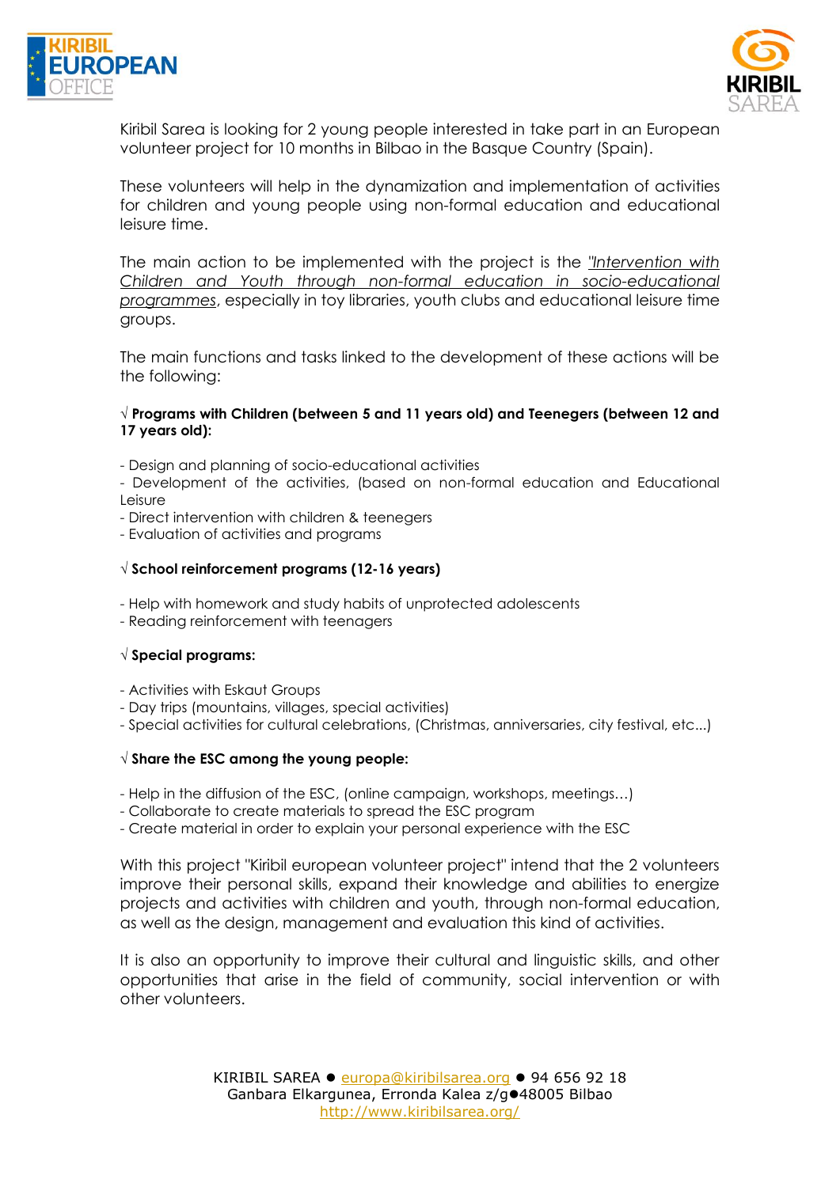Kiribil Sarea is looking for 2 young people interested in take part in an European volunteer project for 10 months in Bilbao in the Basque Country (Spain).

These volunteers will help in the dynamization and implementation of activities for children and young people using non-formal education and educational leisure time.

The main action to be implemented with the project is the *"Intervention with Children and Youth through non-formal education in socio-educational programmes*, especially in toy libraries, youth clubs and educational leisure time groups.

The main functions and tasks linked to the development of these actions will be the following:

√ **Programs with Children (between 5 and 11 years old) and Teenegers (between 12 and 17 years old):**

- Design and planning of socio-educational activities
- Development of the activities, (based on non-formal education and Educational Leisure
- Direct intervention with children & teenegers
- Evaluation of activities and programs

√ **School reinforcement programs (12-16 years)**

- Help with homework and study habits of unprotected adolescents
- Reading reinforcement with teenagers

√ **Special programs:**

- Activities with Eskaut Groups
- Day trips (mountains, villages, special activities)
- Special activities for cultural celebrations, (Christmas, anniversaries, city festival, etc...)

√ **Share the ESC among the young people:**

- Help in the diffusion of the ESC, (online campaign, workshops, meetings...)
- Collaborate to create materials to spread the ESC program
- Create material in order to explain your personal experience with the ESC

With this project "Kiribil european volunteer project" intend that the 2 volunteers improve their personal skills, expand their knowledge and abilities to energize projects and activities with children and youth, through non-formal education, as well as the design, management and evaluation this kind of activities.

It is also an opportunity to improve their cultural and linguistic skills, and other opportunities that arise in the field of community, social intervention or with other volunteers.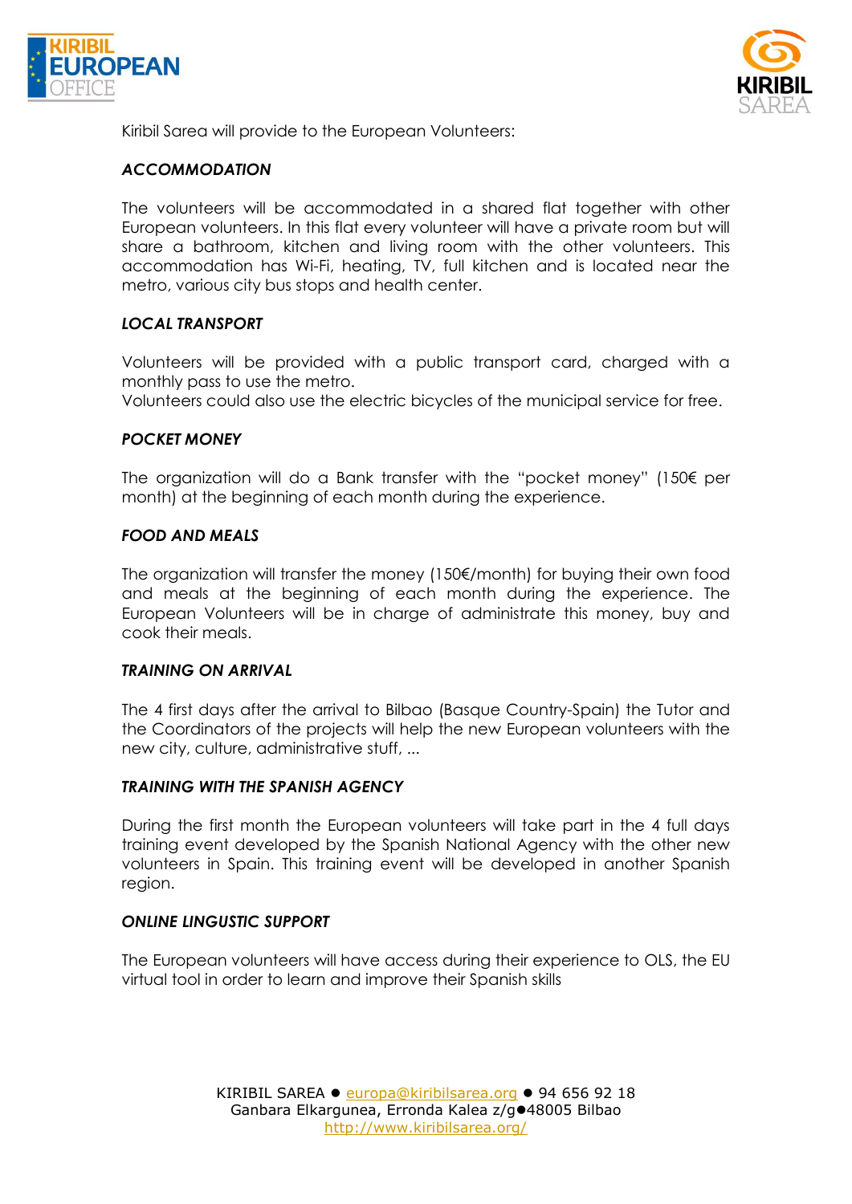Kiribil Sarea will provide to the European Volunteers:

***ACCOMMODATION***

The volunteers will be accommodated in a shared flat together with other European volunteers. In this flat every volunteer will have a private room but will share a bathroom, kitchen and living room with the other volunteers. This accommodation has Wi-Fi, heating, TV, full kitchen and is located near the metro, various city bus stops and health center.

***LOCAL TRANSPORT***

Volunteers will be provided with a public transport card, charged with a monthly pass to use the metro.
Volunteers could also use the electric bicycles of the municipal service for free.

***POCKET MONEY***

The organization will do a Bank transfer with the "pocket money" (150€ per month) at the beginning of each month during the experience.

***FOOD AND MEALS***

The organization will transfer the money (150€/month) for buying their own food and meals at the beginning of each month during the experience. The European Volunteers will be in charge of administrate this money, buy and cook their meals.

***TRAINING ON ARRIVAL***

The 4 first days after the arrival to Bilbao (Basque Country-Spain) the Tutor and the Coordinators of the projects will help the new European volunteers with the new city, culture, administrative stuff, ...

***TRAINING WITH THE SPANISH AGENCY***

During the first month the European volunteers will take part in the 4 full days training event developed by the Spanish National Agency with the other new volunteers in Spain. This training event will be developed in another Spanish region.

***ONLINE LINGUSTIC SUPPORT***

The European volunteers will have access during their experience to OLS, the EU virtual tool in order to learn and improve their Spanish skills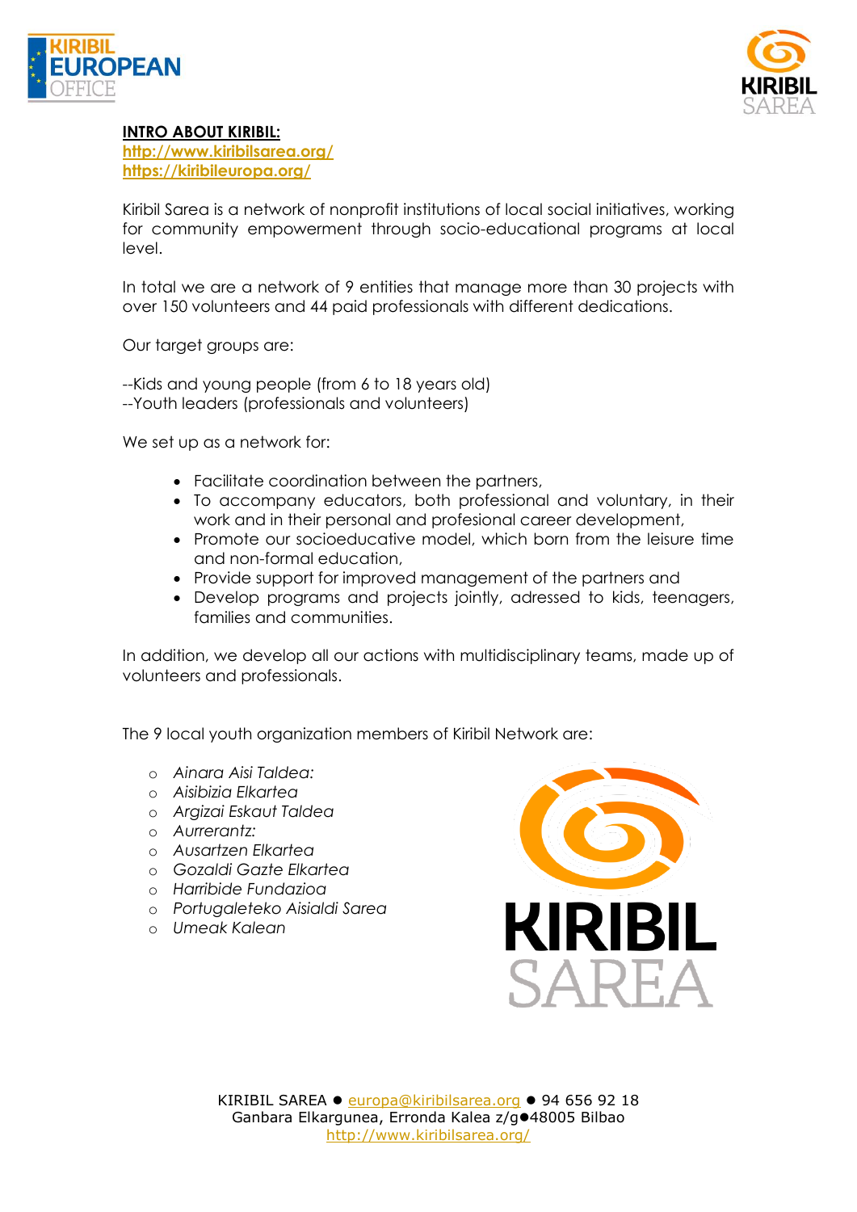**INTRO ABOUT KIRIBIL:**
http://www.kiribilsarea.org/
https://kiribileuropa.org/

Kiribil Sarea is a network of nonprofit institutions of local social initiatives, working for community empowerment through socio-educational programs at local level.

In total we are a network of 9 entities that manage more than 30 projects with over 150 volunteers and 44 paid professionals with different dedications.

Our target groups are:

--Kids and young people (from 6 to 18 years old)
--Youth leaders (professionals and volunteers)

We set up as a network for:

- Facilitate coordination between the partners,
- To accompany educators, both professional and voluntary, in their work and in their personal and profesional career development,
- Promote our socioeducative model, which born from the leisure time and non-formal education,
- Provide support for improved management of the partners and
- Develop programs and projects jointly, adressed to kids, teenagers, families and communities.

In addition, we develop all our actions with multidisciplinary teams, made up of volunteers and professionals.

The 9 local youth organization members of Kiribil Network are:

- *Ainara Aisi Taldea:*
- *Aisibizia Elkartea*
- *Argizai Eskaut Taldea*
- *Aurrerantz:*
- *Ausartzen Elkartea*
- *Gozaldi Gazte Elkartea*
- *Harribide Fundazioa*
- *Portugaleteko Aisialdi Sarea*
- *Umeak Kalean*

KIRIBIL SAREA ● europa@kiribilsarea.org ● 94 656 92 18
Ganbara Elkargunea, Erronda Kalea z/g●48005 Bilbao
http://www.kiribilsarea.org/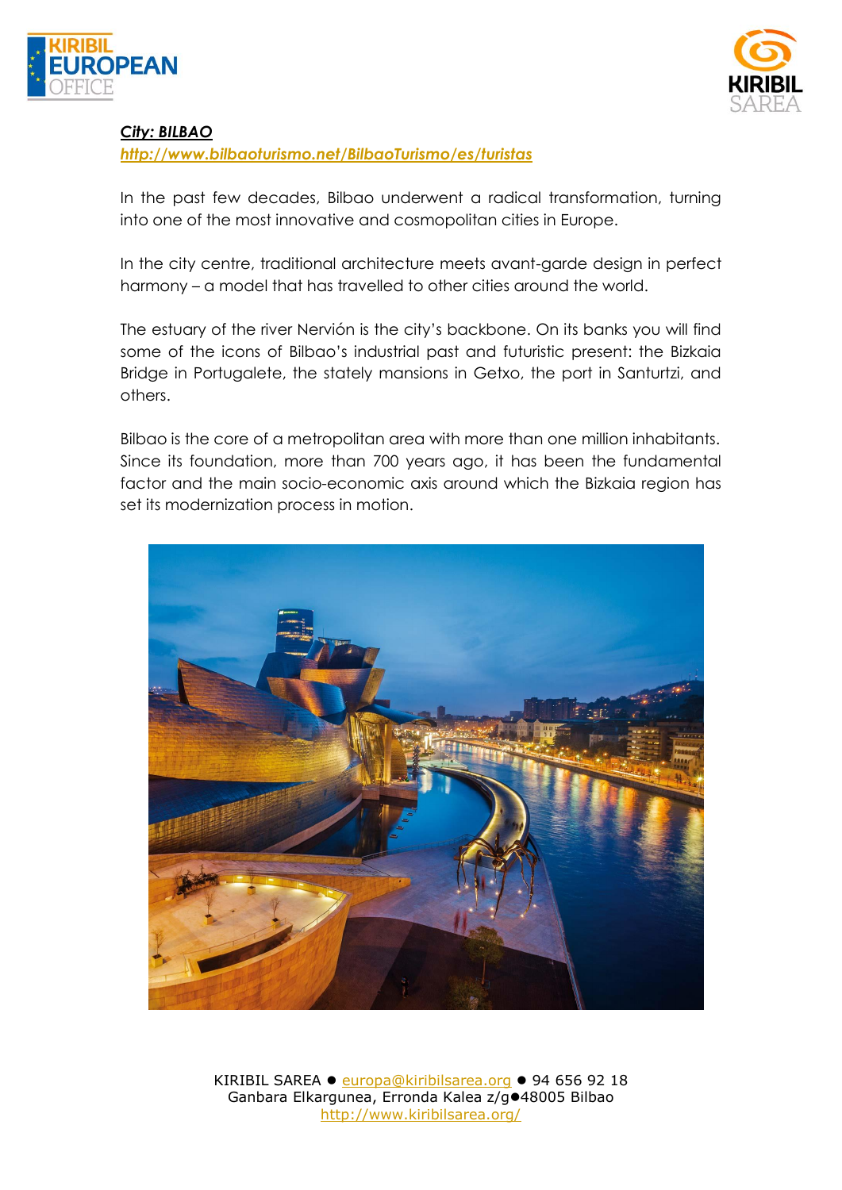***City: BILBAO***

***http://www.bilbaoturismo.net/BilbaoTurismo/es/turistas***

In the past few decades, Bilbao underwent a radical transformation, turning into one of the most innovative and cosmopolitan cities in Europe.

In the city centre, traditional architecture meets avant-garde design in perfect harmony – a model that has travelled to other cities around the world.

The estuary of the river Nervión is the city's backbone. On its banks you will find some of the icons of Bilbao's industrial past and futuristic present: the Bizkaia Bridge in Portugalete, the stately mansions in Getxo, the port in Santurtzi, and others.

Bilbao is the core of a metropolitan area with more than one million inhabitants. Since its foundation, more than 700 years ago, it has been the fundamental factor and the main socio-economic axis around which the Bizkaia region has set its modernization process in motion.

KIRIBIL SAREA ● europa@kiribilsarea.org ● 94 656 92 18
Ganbara Elkargunea, Erronda Kalea z/g●48005 Bilbao
http://www.kiribilsarea.org/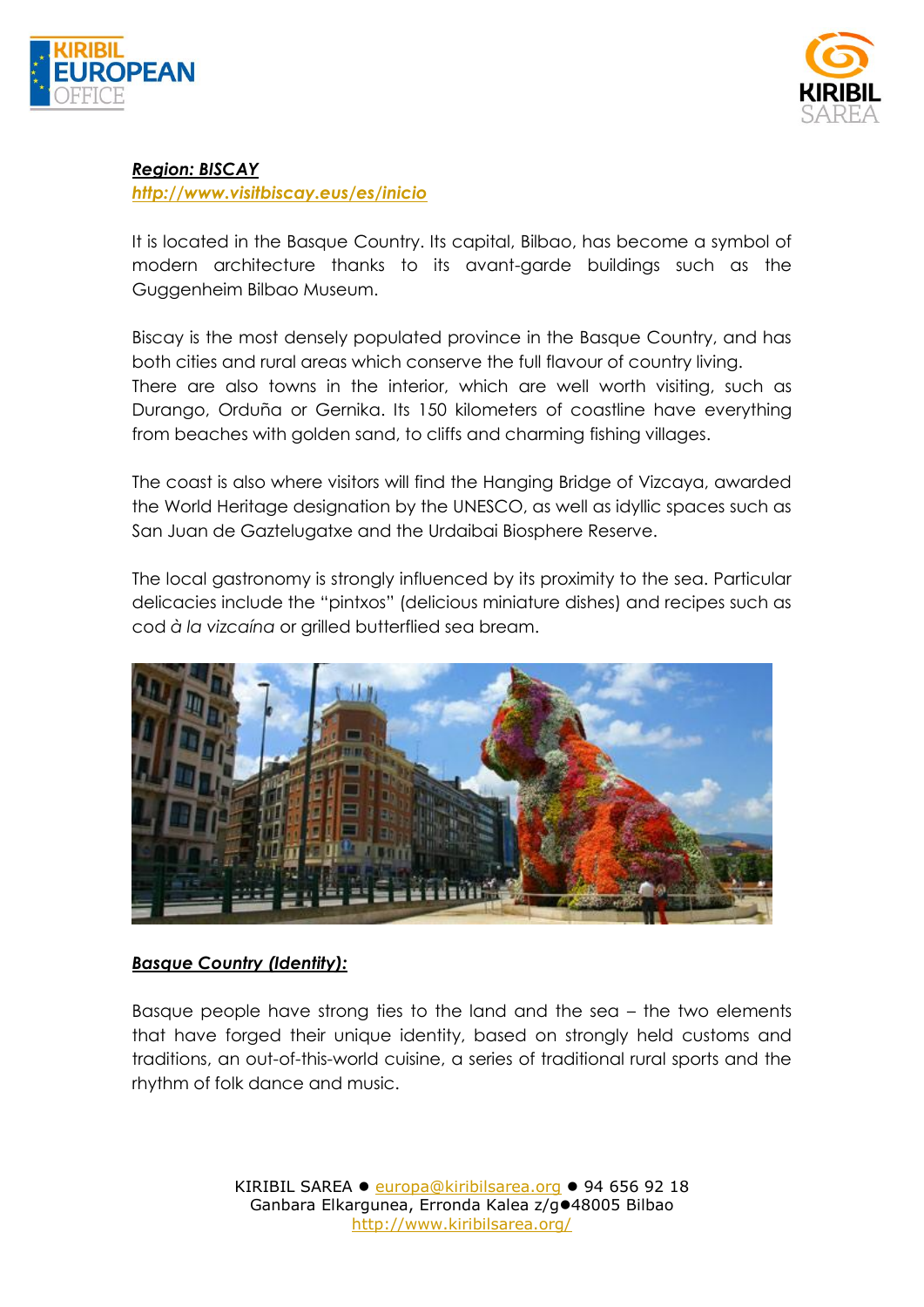***Region: BISCAY***

***http://www.visitbiscay.eus/es/inicio***

It is located in the Basque Country. Its capital, Bilbao, has become a symbol of modern architecture thanks to its avant-garde buildings such as the Guggenheim Bilbao Museum.

Biscay is the most densely populated province in the Basque Country, and has both cities and rural areas which conserve the full flavour of country living. There are also towns in the interior, which are well worth visiting, such as Durango, Orduña or Gernika. Its 150 kilometers of coastline have everything from beaches with golden sand, to cliffs and charming fishing villages.

The coast is also where visitors will find the Hanging Bridge of Vizcaya, awarded the World Heritage designation by the UNESCO, as well as idyllic spaces such as San Juan de Gaztelugatxe and the Urdaibai Biosphere Reserve.

The local gastronomy is strongly influenced by its proximity to the sea. Particular delicacies include the "pintxos" (delicious miniature dishes) and recipes such as cod *à la vizcaína* or grilled butterflied sea bream.

***Basque Country (Identity):***

Basque people have strong ties to the land and the sea – the two elements that have forged their unique identity, based on strongly held customs and traditions, an out-of-this-world cuisine, a series of traditional rural sports and the rhythm of folk dance and music.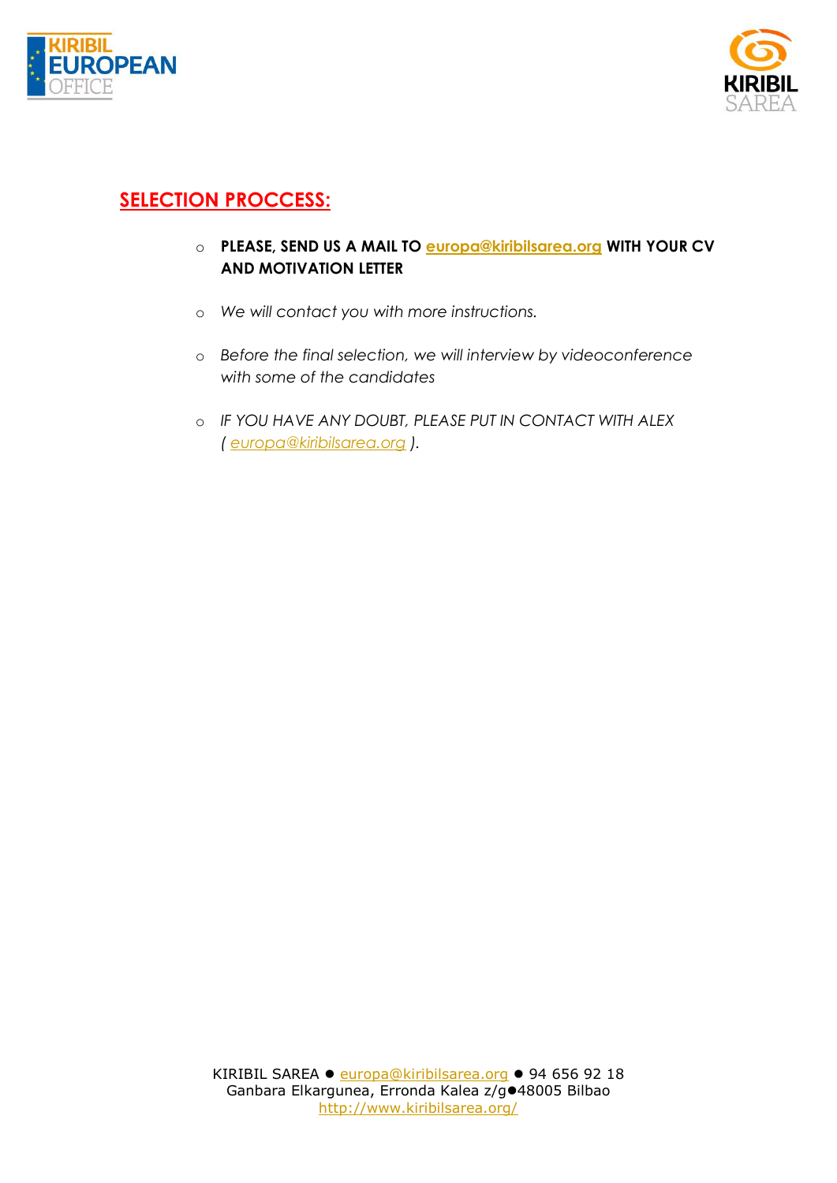## SELECTION PROCCESS:

- **PLEASE, SEND US A MAIL TO europa@kiribilsarea.org WITH YOUR CV AND MOTIVATION LETTER**
- *We will contact you with more instructions.*
- *Before the final selection, we will interview by videoconference with some of the candidates*
- *IF YOU HAVE ANY DOUBT, PLEASE PUT IN CONTACT WITH ALEX ( europa@kiribilsarea.org ).*

KIRIBIL SAREA ● europa@kiribilsarea.org ● 94 656 92 18
Ganbara Elkargunea, Erronda Kalea z/g●48005 Bilbao
http://www.kiribilsarea.org/